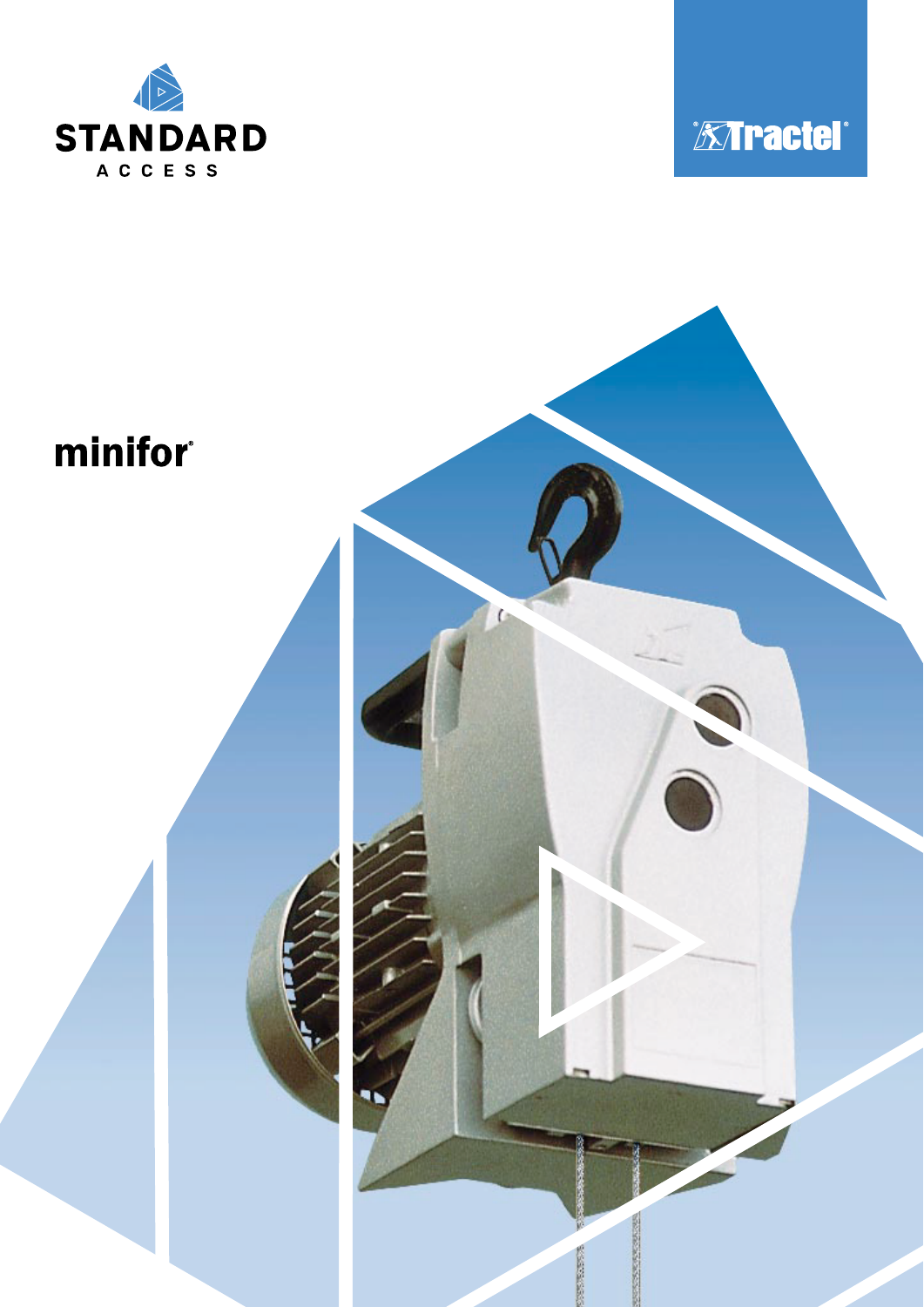STANDARD

ACCESS

Tractel

# minifor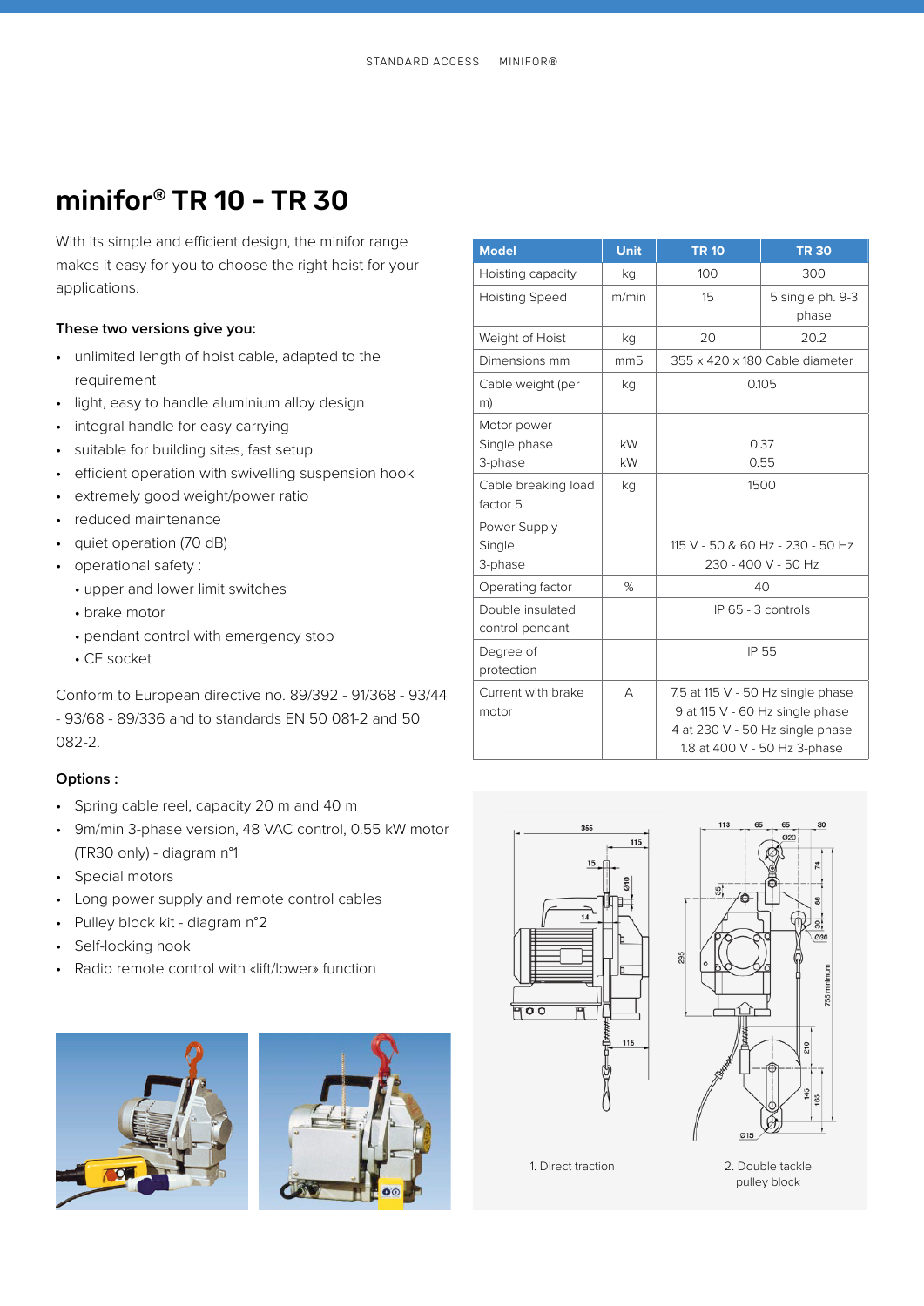# minifor® TR 10 - TR 30

With its simple and efficient design, the minifor range makes it easy for you to choose the right hoist for your applications.

### These two versions give you:

- unlimited length of hoist cable, adapted to the requirement
- light, easy to handle aluminium alloy design
- integral handle for easy carrying
- suitable for building sites, fast setup
- efficient operation with swivelling suspension hook
- extremely good weight/power ratio
- reduced maintenance
- quiet operation (70 dB)
- operational safety :
  - upper and lower limit switches
  - brake motor
  - pendant control with emergency stop
  - CE socket

Conform to European directive no. 89/392 - 91/368 - 93/44 - 93/68 - 89/336 and to standards EN 50 081-2 and 50 082-2.

### Options :

- Spring cable reel, capacity 20 m and 40 m
- 9m/min 3-phase version, 48 VAC control, 0.55 kW motor (TR30 only) - diagram n°1
- Special motors
- Long power supply and remote control cables
- Pulley block kit - diagram n°2
- Self-locking hook
- Radio remote control with «lift/lower» function

| Model | Unit | TR 10 | TR 30 |
|---|---|---|---|
| Hoisting capacity | kg | 100 | 300 |
| Hoisting Speed | m/min | 15 | 5 single ph. 9-3 phase |
| Weight of Hoist | kg | 20 | 20.2 |
| Dimensions mm | mm5 | 355 x 420 x 180 Cable diameter | |
| Cable weight (per m) | kg | 0.105 | |
| Motor power<br>Single phase<br>3-phase | <br>kW<br>kW | <br>0.37<br>0.55 | |
| Cable breaking load factor 5 | kg | 1500 | |
| Power Supply<br>Single<br>3-phase | | <br>115 V - 50 & 60 Hz - 230 - 50 Hz<br>230 - 400 V - 50 Hz | |
| Operating factor | % | 40 | |
| Double insulated control pendant | | IP 65 - 3 controls | |
| Degree of protection | | IP 55 | |
| Current with brake motor | A | 7.5 at 115 V - 50 Hz single phase<br>9 at 115 V - 60 Hz single phase<br>4 at 230 V - 50 Hz single phase<br>1.8 at 400 V - 50 Hz 3-phase | |

355
115
15
Ø10
14
115
295

113 65 65 30
Ø20
74
35
66
20
Ø30
755 minimum
210
145
105
Ø15

1. Direct traction

2. Double tackle pulley block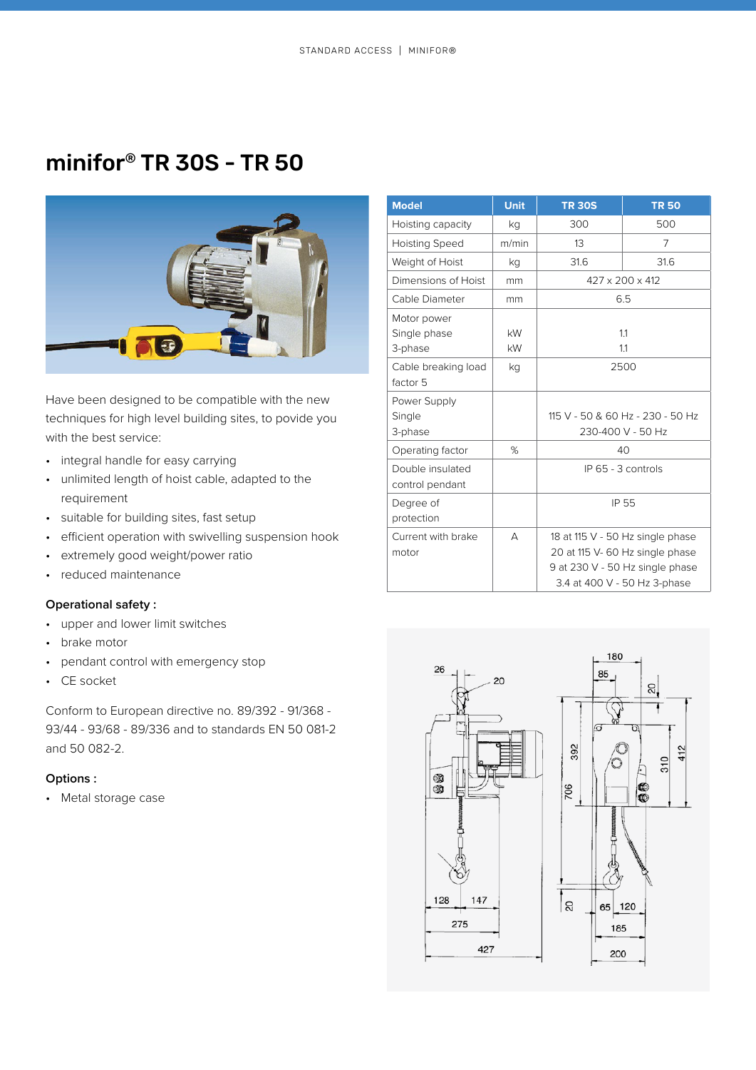# minifor® TR 30S - TR 50

Have been designed to be compatible with the new techniques for high level building sites, to povide you with the best service:

- integral handle for easy carrying
- unlimited length of hoist cable, adapted to the requirement
- suitable for building sites, fast setup
- efficient operation with swivelling suspension hook
- extremely good weight/power ratio
- reduced maintenance

**Operational safety :**

- upper and lower limit switches
- brake motor
- pendant control with emergency stop
- CE socket

Conform to European directive no. 89/392 - 91/368 - 93/44 - 93/68 - 89/336 and to standards EN 50 081-2 and 50 082-2.

**Options :**

- Metal storage case

| Model | Unit | TR 30S | TR 50 |
|---|---|---|---|
| Hoisting capacity | kg | 300 | 500 |
| Hoisting Speed | m/min | 13 | 7 |
| Weight of Hoist | kg | 31.6 | 31.6 |
| Dimensions of Hoist | mm | 427 x 200 x 412 | |
| Cable Diameter | mm | 6.5 | |
| Motor power<br>Single phase<br>3-phase | <br>kW<br>kW | <br>1.1<br>1.1 | |
| Cable breaking load factor 5 | kg | 2500 | |
| Power Supply<br>Single<br>3-phase | | <br>115 V - 50 & 60 Hz - 230 - 50 Hz<br>230-400 V - 50 Hz | |
| Operating factor | % | 40 | |
| Double insulated control pendant | | IP 65 - 3 controls | |
| Degree of protection | | IP 55 | |
| Current with brake motor | A | 18 at 115 V - 50 Hz single phase<br>20 at 115 V- 60 Hz single phase<br>9 at 230 V - 50 Hz single phase<br>3.4 at 400 V - 50 Hz 3-phase | |

26
20
128
147
275
427
180
85
20
392
706
310
412
20
65
120
185
200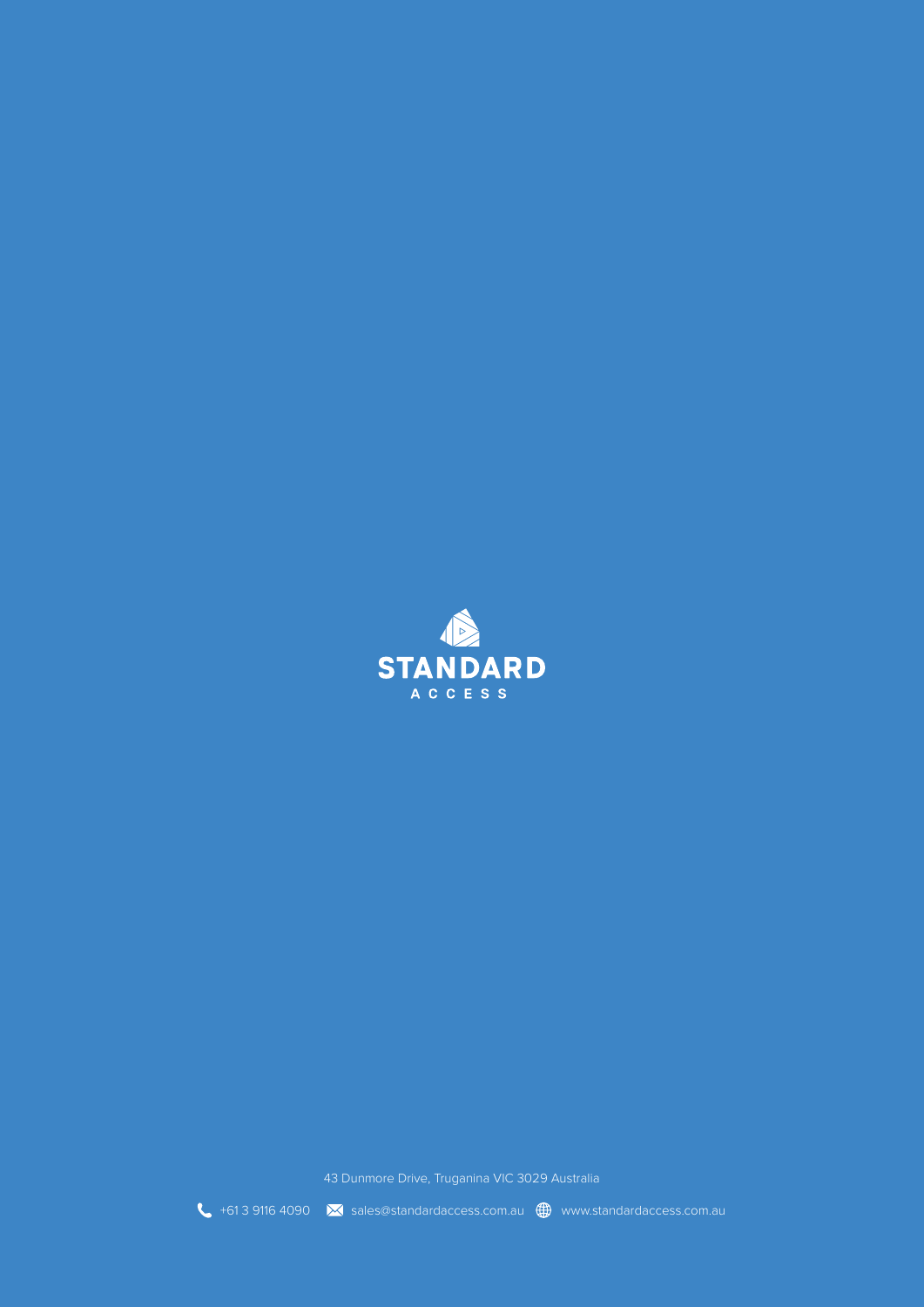STANDARD

ACCESS

43 Dunmore Drive, Truganina VIC 3029 Australia

+61 3 9116 4090 sales@standardaccess.com.au www.standardaccess.com.au